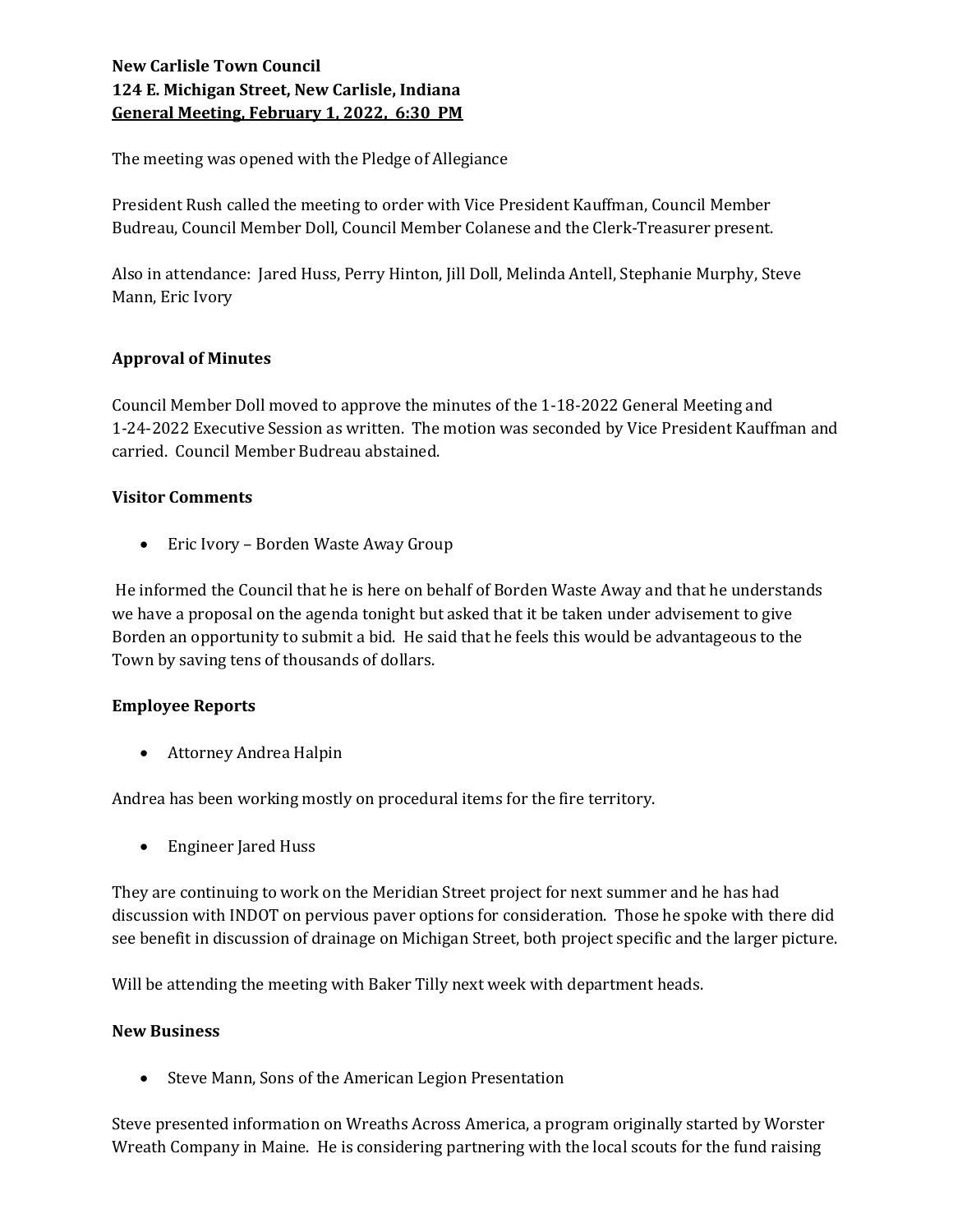**New Carlisle Town Council**
**124 E. Michigan Street, New Carlisle, Indiana**
**General Meeting, February 1, 2022, 6:30 PM**

The meeting was opened with the Pledge of Allegiance

President Rush called the meeting to order with Vice President Kauffman, Council Member Budreau, Council Member Doll, Council Member Colanese and the Clerk-Treasurer present.

Also in attendance: Jared Huss, Perry Hinton, Jill Doll, Melinda Antell, Stephanie Murphy, Steve Mann, Eric Ivory

**Approval of Minutes**

Council Member Doll moved to approve the minutes of the 1-18-2022 General Meeting and 1-24-2022 Executive Session as written. The motion was seconded by Vice President Kauffman and carried. Council Member Budreau abstained.

**Visitor Comments**

- Eric Ivory – Borden Waste Away Group

He informed the Council that he is here on behalf of Borden Waste Away and that he understands we have a proposal on the agenda tonight but asked that it be taken under advisement to give Borden an opportunity to submit a bid. He said that he feels this would be advantageous to the Town by saving tens of thousands of dollars.

**Employee Reports**

- Attorney Andrea Halpin

Andrea has been working mostly on procedural items for the fire territory.

- Engineer Jared Huss

They are continuing to work on the Meridian Street project for next summer and he has had discussion with INDOT on pervious paver options for consideration. Those he spoke with there did see benefit in discussion of drainage on Michigan Street, both project specific and the larger picture.

Will be attending the meeting with Baker Tilly next week with department heads.

**New Business**

- Steve Mann, Sons of the American Legion Presentation

Steve presented information on Wreaths Across America, a program originally started by Worster Wreath Company in Maine. He is considering partnering with the local scouts for the fund raising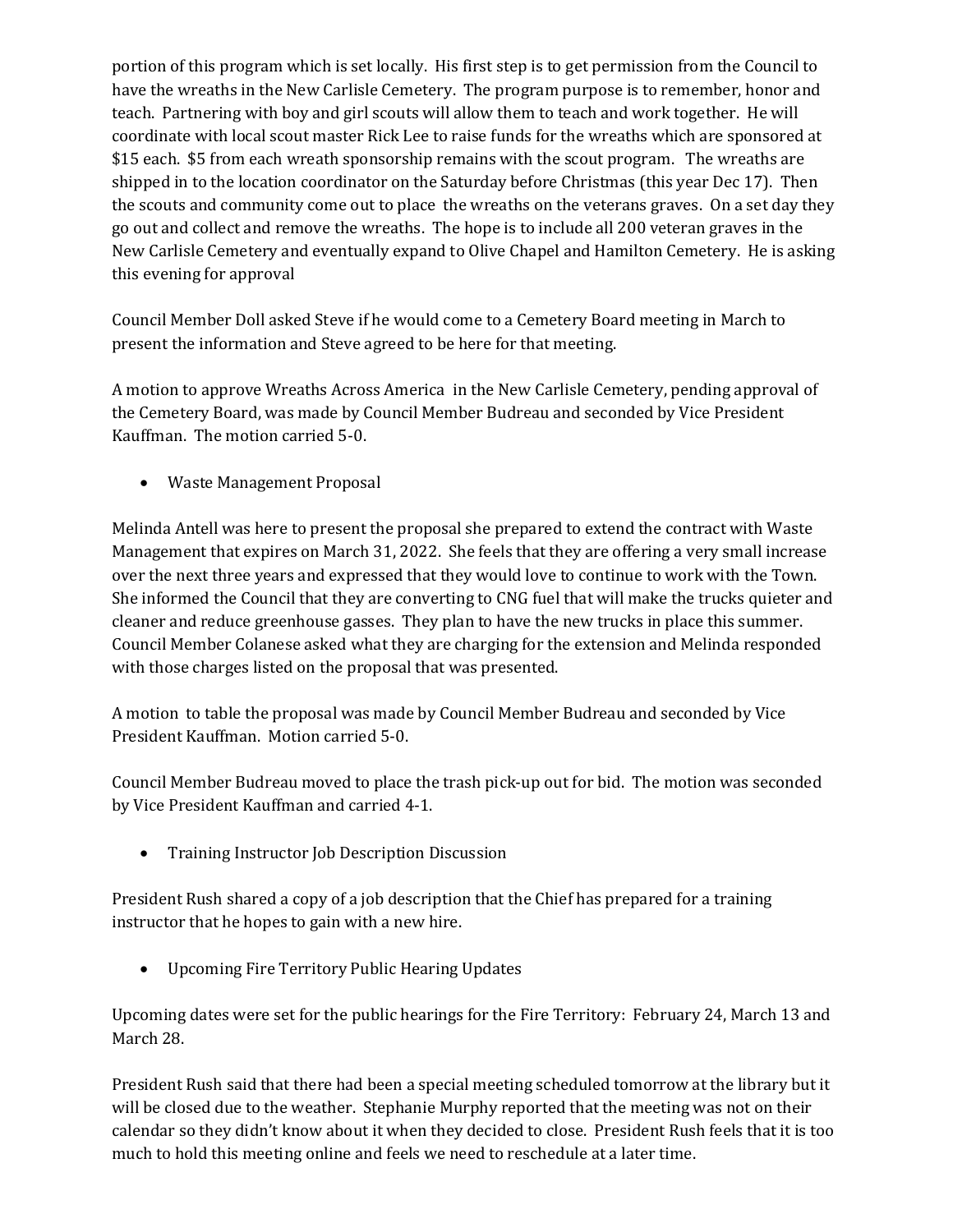portion of this program which is set locally. His first step is to get permission from the Council to have the wreaths in the New Carlisle Cemetery. The program purpose is to remember, honor and teach. Partnering with boy and girl scouts will allow them to teach and work together. He will coordinate with local scout master Rick Lee to raise funds for the wreaths which are sponsored at $15 each. $5 from each wreath sponsorship remains with the scout program. The wreaths are shipped in to the location coordinator on the Saturday before Christmas (this year Dec 17). Then the scouts and community come out to place the wreaths on the veterans graves. On a set day they go out and collect and remove the wreaths. The hope is to include all 200 veteran graves in the New Carlisle Cemetery and eventually expand to Olive Chapel and Hamilton Cemetery. He is asking this evening for approval

Council Member Doll asked Steve if he would come to a Cemetery Board meeting in March to present the information and Steve agreed to be here for that meeting.

A motion to approve Wreaths Across America in the New Carlisle Cemetery, pending approval of the Cemetery Board, was made by Council Member Budreau and seconded by Vice President Kauffman. The motion carried 5-0.

- Waste Management Proposal

Melinda Antell was here to present the proposal she prepared to extend the contract with Waste Management that expires on March 31, 2022. She feels that they are offering a very small increase over the next three years and expressed that they would love to continue to work with the Town. She informed the Council that they are converting to CNG fuel that will make the trucks quieter and cleaner and reduce greenhouse gasses. They plan to have the new trucks in place this summer. Council Member Colanese asked what they are charging for the extension and Melinda responded with those charges listed on the proposal that was presented.

A motion to table the proposal was made by Council Member Budreau and seconded by Vice President Kauffman. Motion carried 5-0.

Council Member Budreau moved to place the trash pick-up out for bid. The motion was seconded by Vice President Kauffman and carried 4-1.

- Training Instructor Job Description Discussion

President Rush shared a copy of a job description that the Chief has prepared for a training instructor that he hopes to gain with a new hire.

- Upcoming Fire Territory Public Hearing Updates

Upcoming dates were set for the public hearings for the Fire Territory: February 24, March 13 and March 28.

President Rush said that there had been a special meeting scheduled tomorrow at the library but it will be closed due to the weather. Stephanie Murphy reported that the meeting was not on their calendar so they didn't know about it when they decided to close. President Rush feels that it is too much to hold this meeting online and feels we need to reschedule at a later time.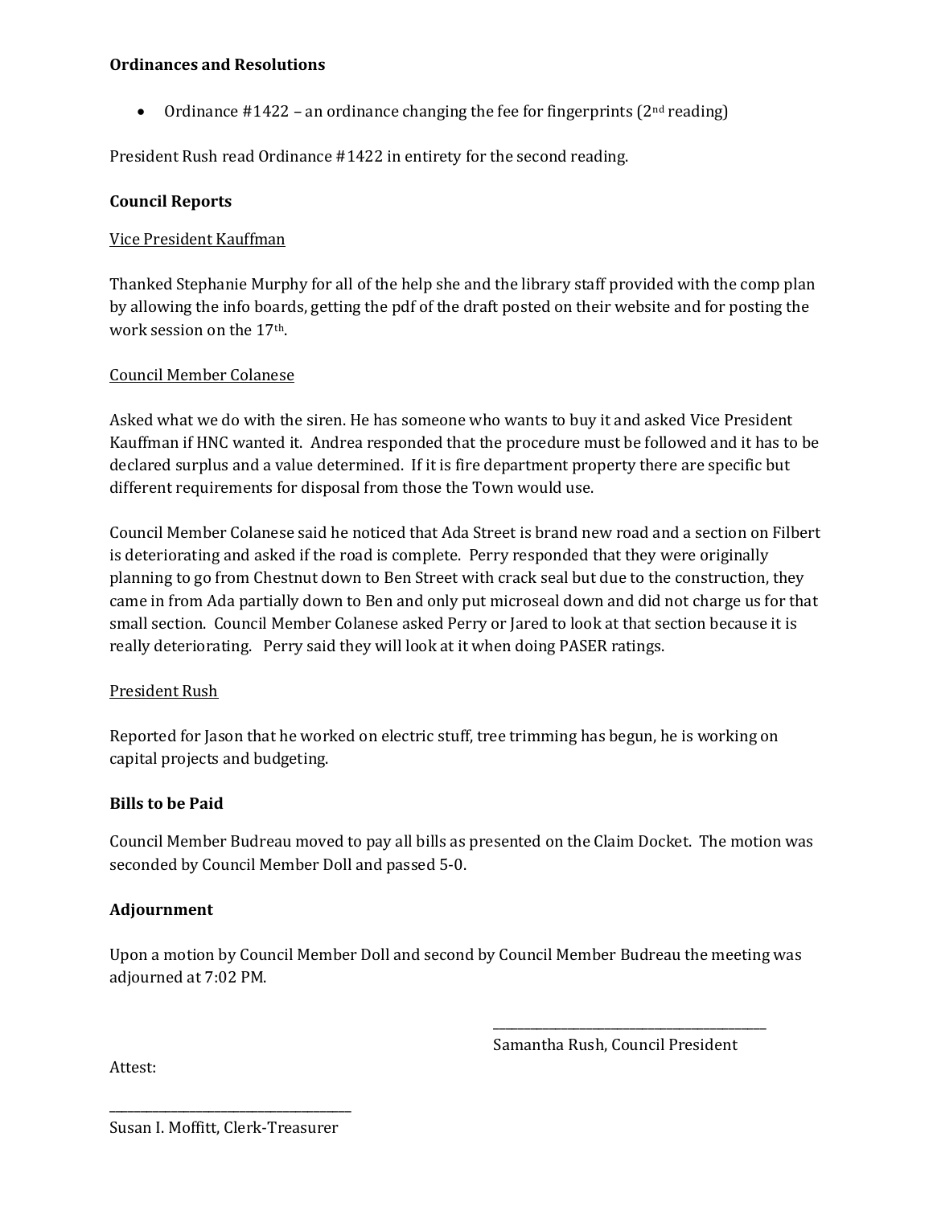**Ordinances and Resolutions**

- Ordinance #1422 – an ordinance changing the fee for fingerprints (2nd reading)

President Rush read Ordinance #1422 in entirety for the second reading.

**Council Reports**

Vice President Kauffman

Thanked Stephanie Murphy for all of the help she and the library staff provided with the comp plan by allowing the info boards, getting the pdf of the draft posted on their website and for posting the work session on the 17th.

Council Member Colanese

Asked what we do with the siren. He has someone who wants to buy it and asked Vice President Kauffman if HNC wanted it. Andrea responded that the procedure must be followed and it has to be declared surplus and a value determined. If it is fire department property there are specific but different requirements for disposal from those the Town would use.

Council Member Colanese said he noticed that Ada Street is brand new road and a section on Filbert is deteriorating and asked if the road is complete. Perry responded that they were originally planning to go from Chestnut down to Ben Street with crack seal but due to the construction, they came in from Ada partially down to Ben and only put microseal down and did not charge us for that small section. Council Member Colanese asked Perry or Jared to look at that section because it is really deteriorating. Perry said they will look at it when doing PASER ratings.

President Rush

Reported for Jason that he worked on electric stuff, tree trimming has begun, he is working on capital projects and budgeting.

**Bills to be Paid**

Council Member Budreau moved to pay all bills as presented on the Claim Docket. The motion was seconded by Council Member Doll and passed 5-0.

**Adjournment**

Upon a motion by Council Member Doll and second by Council Member Budreau the meeting was adjourned at 7:02 PM.

\_\_\_\_\_\_\_\_\_\_\_\_\_\_\_\_\_\_\_\_\_\_\_\_\_\_\_\_\_\_\_\_\_\_\_\_\_\_\_\_\_\_\_\_
Samantha Rush, Council President

Attest:

\_\_\_\_\_\_\_\_\_\_\_\_\_\_\_\_\_\_\_\_\_\_\_\_\_\_\_\_\_\_\_\_\_\_\_\_\_\_\_\_
Susan I. Moffitt, Clerk-Treasurer